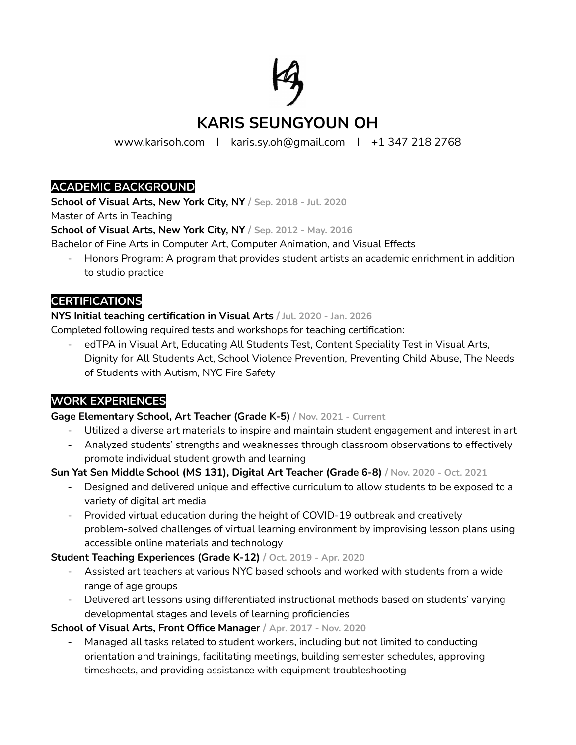# KARIS SEUNGYOUN OH

www.karisoh.com | karis.sy.oh@gmail.com | +1 347 218 2768

---

## ACADEMIC BACKGROUND

**School of Visual Arts, New York City, NY** / Sep. 2018 - Jul. 2020
Master of Arts in Teaching

**School of Visual Arts, New York City, NY** / Sep. 2012 - May. 2016
Bachelor of Fine Arts in Computer Art, Computer Animation, and Visual Effects

- Honors Program: A program that provides student artists an academic enrichment in addition to studio practice

## CERTIFICATIONS

**NYS Initial teaching certification in Visual Arts** / Jul. 2020 - Jan. 2026
Completed following required tests and workshops for teaching certification:

- edTPA in Visual Art, Educating All Students Test, Content Speciality Test in Visual Arts, Dignity for All Students Act, School Violence Prevention, Preventing Child Abuse, The Needs of Students with Autism, NYC Fire Safety

## WORK EXPERIENCES

**Gage Elementary School, Art Teacher (Grade K-5)** / Nov. 2021 - Current

- Utilized a diverse art materials to inspire and maintain student engagement and interest in art
- Analyzed students' strengths and weaknesses through classroom observations to effectively promote individual student growth and learning

**Sun Yat Sen Middle School (MS 131), Digital Art Teacher (Grade 6-8)** / Nov. 2020 - Oct. 2021

- Designed and delivered unique and effective curriculum to allow students to be exposed to a variety of digital art media
- Provided virtual education during the height of COVID-19 outbreak and creatively problem-solved challenges of virtual learning environment by improvising lesson plans using accessible online materials and technology

**Student Teaching Experiences (Grade K-12)** / Oct. 2019 - Apr. 2020

- Assisted art teachers at various NYC based schools and worked with students from a wide range of age groups
- Delivered art lessons using differentiated instructional methods based on students' varying developmental stages and levels of learning proficiencies

**School of Visual Arts, Front Office Manager** / Apr. 2017 - Nov. 2020

- Managed all tasks related to student workers, including but not limited to conducting orientation and trainings, facilitating meetings, building semester schedules, approving timesheets, and providing assistance with equipment troubleshooting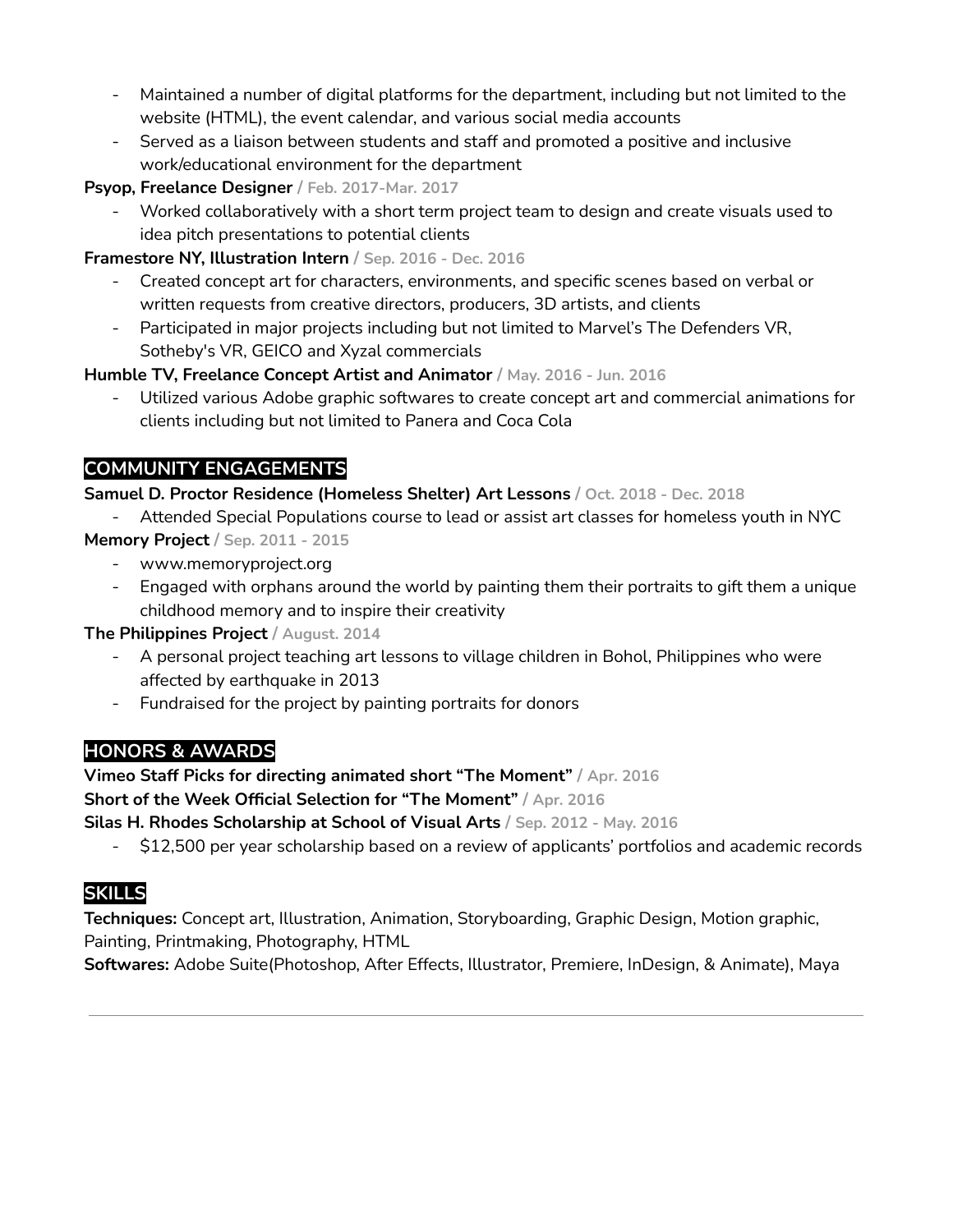- Maintained a number of digital platforms for the department, including but not limited to the website (HTML), the event calendar, and various social media accounts
- Served as a liaison between students and staff and promoted a positive and inclusive work/educational environment for the department

**Psyop, Freelance Designer** / Feb. 2017-Mar. 2017

- Worked collaboratively with a short term project team to design and create visuals used to idea pitch presentations to potential clients

**Framestore NY, Illustration Intern** / Sep. 2016 - Dec. 2016

- Created concept art for characters, environments, and specific scenes based on verbal or written requests from creative directors, producers, 3D artists, and clients
- Participated in major projects including but not limited to Marvel's The Defenders VR, Sotheby's VR, GEICO and Xyzal commercials

**Humble TV, Freelance Concept Artist and Animator** / May. 2016 - Jun. 2016

- Utilized various Adobe graphic softwares to create concept art and commercial animations for clients including but not limited to Panera and Coca Cola

## COMMUNITY ENGAGEMENTS

**Samuel D. Proctor Residence (Homeless Shelter) Art Lessons** / Oct. 2018 - Dec. 2018

- Attended Special Populations course to lead or assist art classes for homeless youth in NYC

**Memory Project** / Sep. 2011 - 2015

- www.memoryproject.org
- Engaged with orphans around the world by painting them their portraits to gift them a unique childhood memory and to inspire their creativity

**The Philippines Project** / August. 2014

- A personal project teaching art lessons to village children in Bohol, Philippines who were affected by earthquake in 2013
- Fundraised for the project by painting portraits for donors

## HONORS & AWARDS

**Vimeo Staff Picks for directing animated short "The Moment"** / Apr. 2016

**Short of the Week Official Selection for "The Moment"** / Apr. 2016

**Silas H. Rhodes Scholarship at School of Visual Arts** / Sep. 2012 - May. 2016

- $12,500 per year scholarship based on a review of applicants' portfolios and academic records

## SKILLS

**Techniques:** Concept art, Illustration, Animation, Storyboarding, Graphic Design, Motion graphic, Painting, Printmaking, Photography, HTML

**Softwares:** Adobe Suite(Photoshop, After Effects, Illustrator, Premiere, InDesign, & Animate), Maya